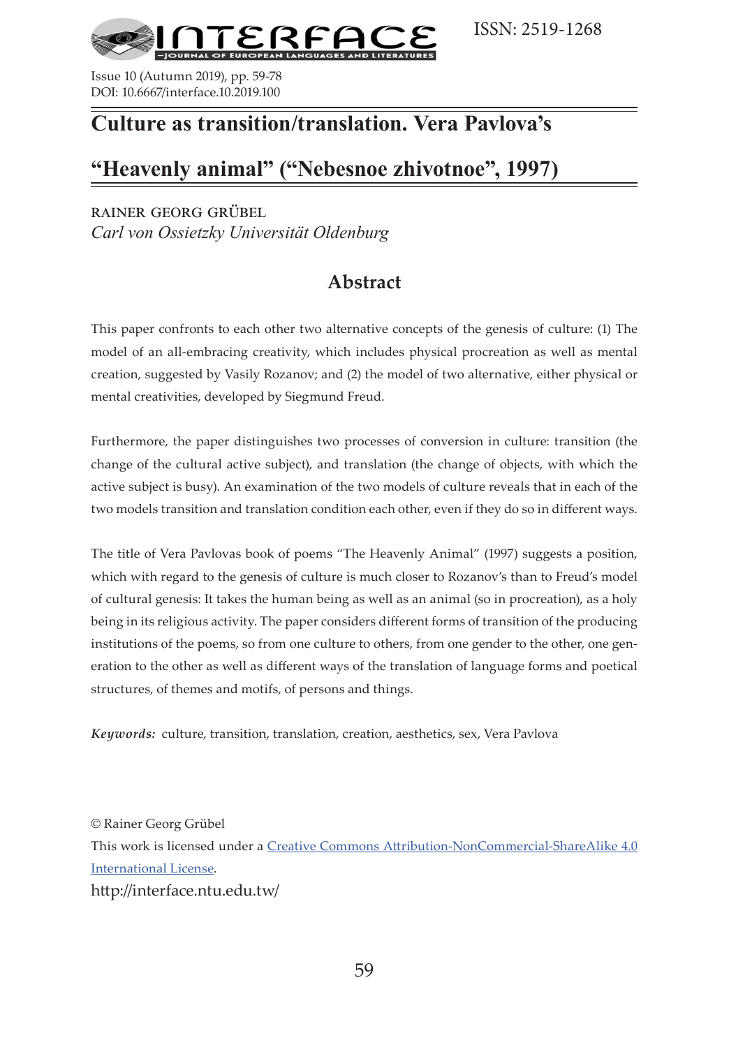# Culture as transition/translation. Vera Pavlova's "Heavenly animal" ("Nebesnoe zhivotnoe", 1997)

RAINER GEORG GRÜBEL
*Carl von Ossietzky Universität Oldenburg*

## Abstract

This paper confronts to each other two alternative concepts of the genesis of culture: (1) The model of an all-embracing creativity, which includes physical procreation as well as mental creation, suggested by Vasily Rozanov; and (2) the model of two alternative, either physical or mental creativities, developed by Siegmund Freud.

Furthermore, the paper distinguishes two processes of conversion in culture: transition (the change of the cultural active subject), and translation (the change of objects, with which the active subject is busy). An examination of the two models of culture reveals that in each of the two models transition and translation condition each other, even if they do so in different ways.

The title of Vera Pavlovas book of poems "The Heavenly Animal" (1997) suggests a position, which with regard to the genesis of culture is much closer to Rozanov's than to Freud's model of cultural genesis: It takes the human being as well as an animal (so in procreation), as a holy being in its religious activity. The paper considers different forms of transition of the producing institutions of the poems, so from one culture to others, from one gender to the other, one generation to the other as well as different ways of the translation of language forms and poetical structures, of themes and motifs, of persons and things.

***Keywords:*** culture, transition, translation, creation, aesthetics, sex, Vera Pavlova

© Rainer Georg Grübel
This work is licensed under a Creative Commons Attribution-NonCommercial-ShareAlike 4.0 International License.
http://interface.ntu.edu.tw/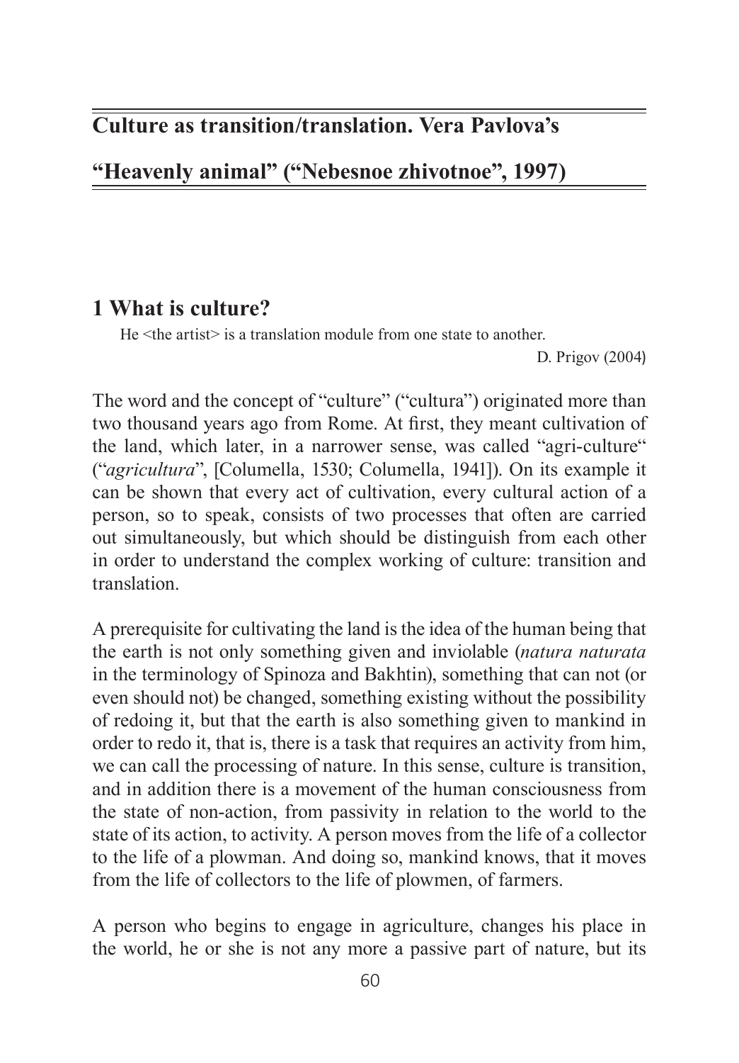# Culture as transition/translation. Vera Pavlova's "Heavenly animal" ("Nebesnoe zhivotnoe", 1997)

## 1 What is culture?

He <the artist> is a translation module from one state to another.

D. Prigov (2004)

The word and the concept of "culture" ("cultura") originated more than two thousand years ago from Rome. At first, they meant cultivation of the land, which later, in a narrower sense, was called "agri-culture" ("*agricultura*", [Columella, 1530; Columella, 1941]). On its example it can be shown that every act of cultivation, every cultural action of a person, so to speak, consists of two processes that often are carried out simultaneously, but which should be distinguish from each other in order to understand the complex working of culture: transition and translation.

A prerequisite for cultivating the land is the idea of the human being that the earth is not only something given and inviolable (*natura naturata* in the terminology of Spinoza and Bakhtin), something that can not (or even should not) be changed, something existing without the possibility of redoing it, but that the earth is also something given to mankind in order to redo it, that is, there is a task that requires an activity from him, we can call the processing of nature. In this sense, culture is transition, and in addition there is a movement of the human consciousness from the state of non-action, from passivity in relation to the world to the state of its action, to activity. A person moves from the life of a collector to the life of a plowman. And doing so, mankind knows, that it moves from the life of collectors to the life of plowmen, of farmers.

A person who begins to engage in agriculture, changes his place in the world, he or she is not any more a passive part of nature, but its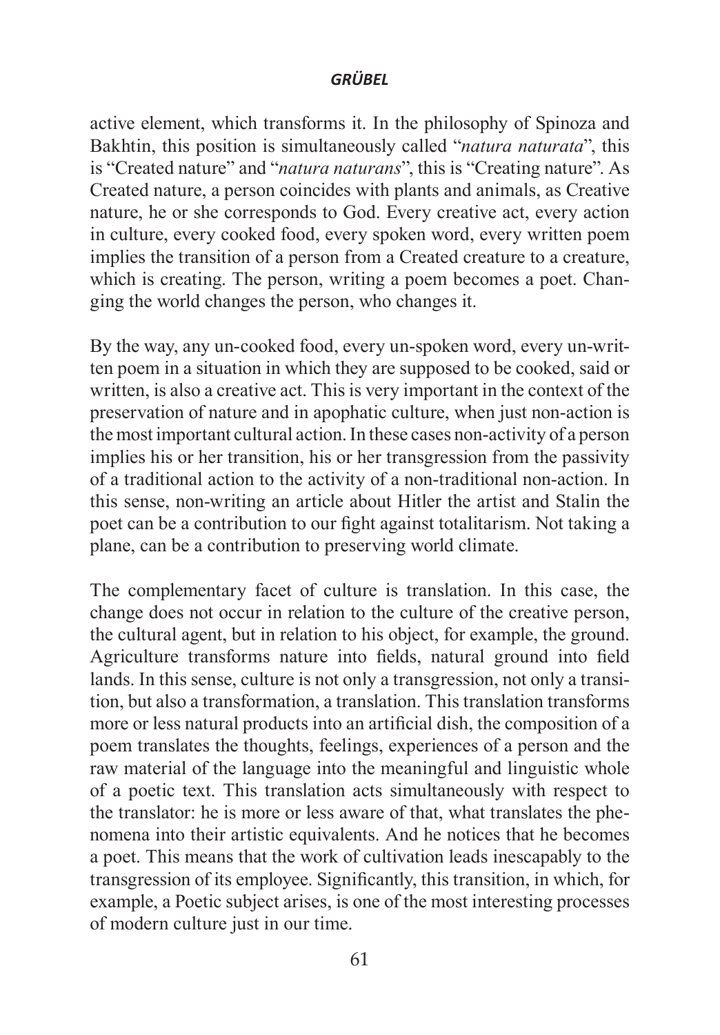active element, which transforms it. In the philosophy of Spinoza and Bakhtin, this position is simultaneously called "*natura naturata*", this is "Created nature" and "*natura naturans*", this is "Creating nature". As Created nature, a person coincides with plants and animals, as Creative nature, he or she corresponds to God. Every creative act, every action in culture, every cooked food, every spoken word, every written poem implies the transition of a person from a Created creature to a creature, which is creating. The person, writing a poem becomes a poet. Changing the world changes the person, who changes it.

By the way, any un-cooked food, every un-spoken word, every un-written poem in a situation in which they are supposed to be cooked, said or written, is also a creative act. This is very important in the context of the preservation of nature and in apophatic culture, when just non-action is the most important cultural action. In these cases non-activity of a person implies his or her transition, his or her transgression from the passivity of a traditional action to the activity of a non-traditional non-action. In this sense, non-writing an article about Hitler the artist and Stalin the poet can be a contribution to our fight against totalitarism. Not taking a plane, can be a contribution to preserving world climate.

The complementary facet of culture is translation. In this case, the change does not occur in relation to the culture of the creative person, the cultural agent, but in relation to his object, for example, the ground. Agriculture transforms nature into fields, natural ground into field lands. In this sense, culture is not only a transgression, not only a transition, but also a transformation, a translation. This translation transforms more or less natural products into an artificial dish, the composition of a poem translates the thoughts, feelings, experiences of a person and the raw material of the language into the meaningful and linguistic whole of a poetic text. This translation acts simultaneously with respect to the translator: he is more or less aware of that, what translates the phenomena into their artistic equivalents. And he notices that he becomes a poet. This means that the work of cultivation leads inescapably to the transgression of its employee. Significantly, this transition, in which, for example, a Poetic subject arises, is one of the most interesting processes of modern culture just in our time.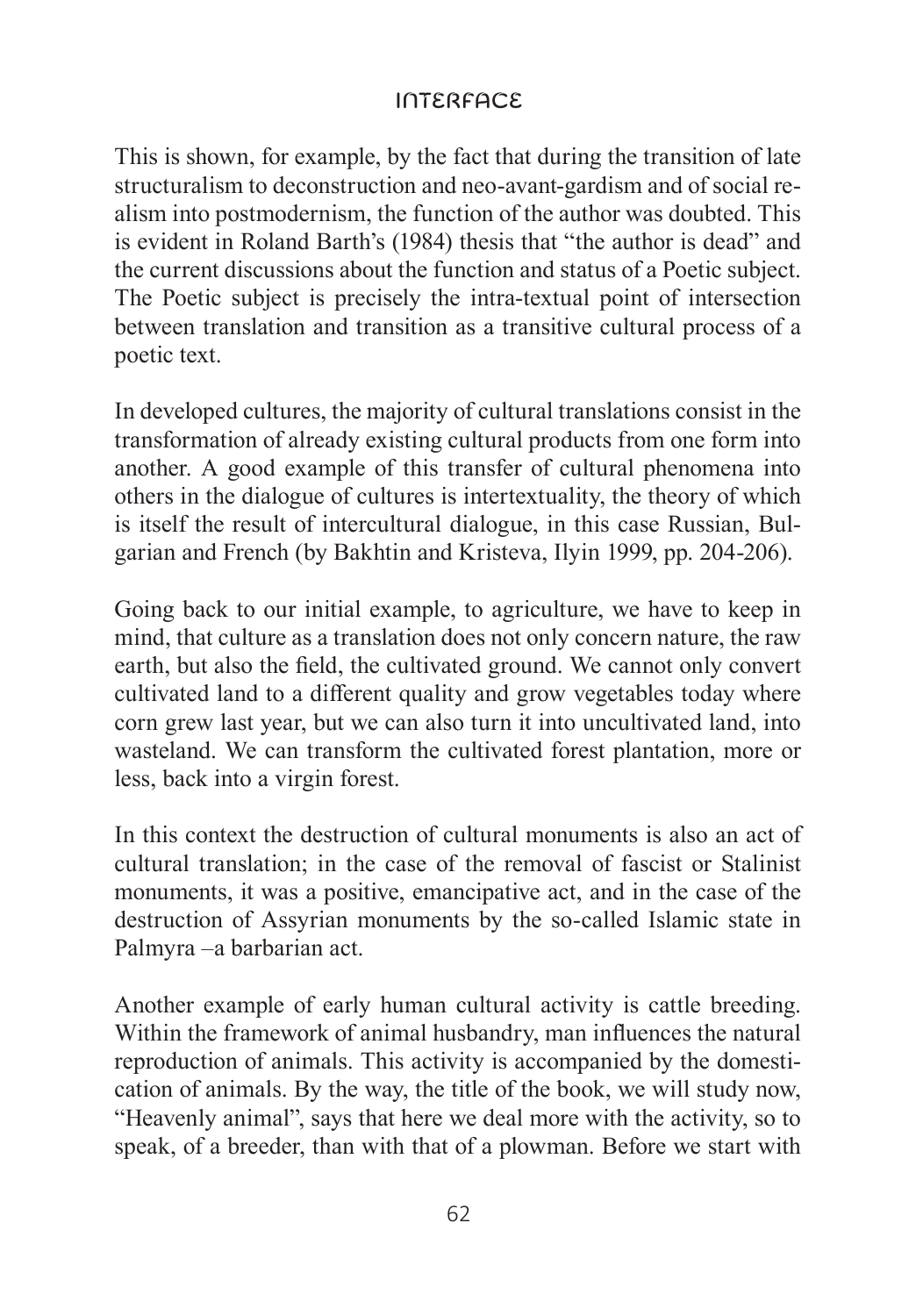This is shown, for example, by the fact that during the transition of late structuralism to deconstruction and neo-avant-gardism and of social realism into postmodernism, the function of the author was doubted. This is evident in Roland Barth's (1984) thesis that "the author is dead" and the current discussions about the function and status of a Poetic subject. The Poetic subject is precisely the intra-textual point of intersection between translation and transition as a transitive cultural process of a poetic text.

In developed cultures, the majority of cultural translations consist in the transformation of already existing cultural products from one form into another. A good example of this transfer of cultural phenomena into others in the dialogue of cultures is intertextuality, the theory of which is itself the result of intercultural dialogue, in this case Russian, Bulgarian and French (by Bakhtin and Kristeva, Ilyin 1999, pp. 204-206).

Going back to our initial example, to agriculture, we have to keep in mind, that culture as a translation does not only concern nature, the raw earth, but also the field, the cultivated ground. We cannot only convert cultivated land to a different quality and grow vegetables today where corn grew last year, but we can also turn it into uncultivated land, into wasteland. We can transform the cultivated forest plantation, more or less, back into a virgin forest.

In this context the destruction of cultural monuments is also an act of cultural translation; in the case of the removal of fascist or Stalinist monuments, it was a positive, emancipative act, and in the case of the destruction of Assyrian monuments by the so-called Islamic state in Palmyra –a barbarian act.

Another example of early human cultural activity is cattle breeding. Within the framework of animal husbandry, man influences the natural reproduction of animals. This activity is accompanied by the domestication of animals. By the way, the title of the book, we will study now, "Heavenly animal", says that here we deal more with the activity, so to speak, of a breeder, than with that of a plowman. Before we start with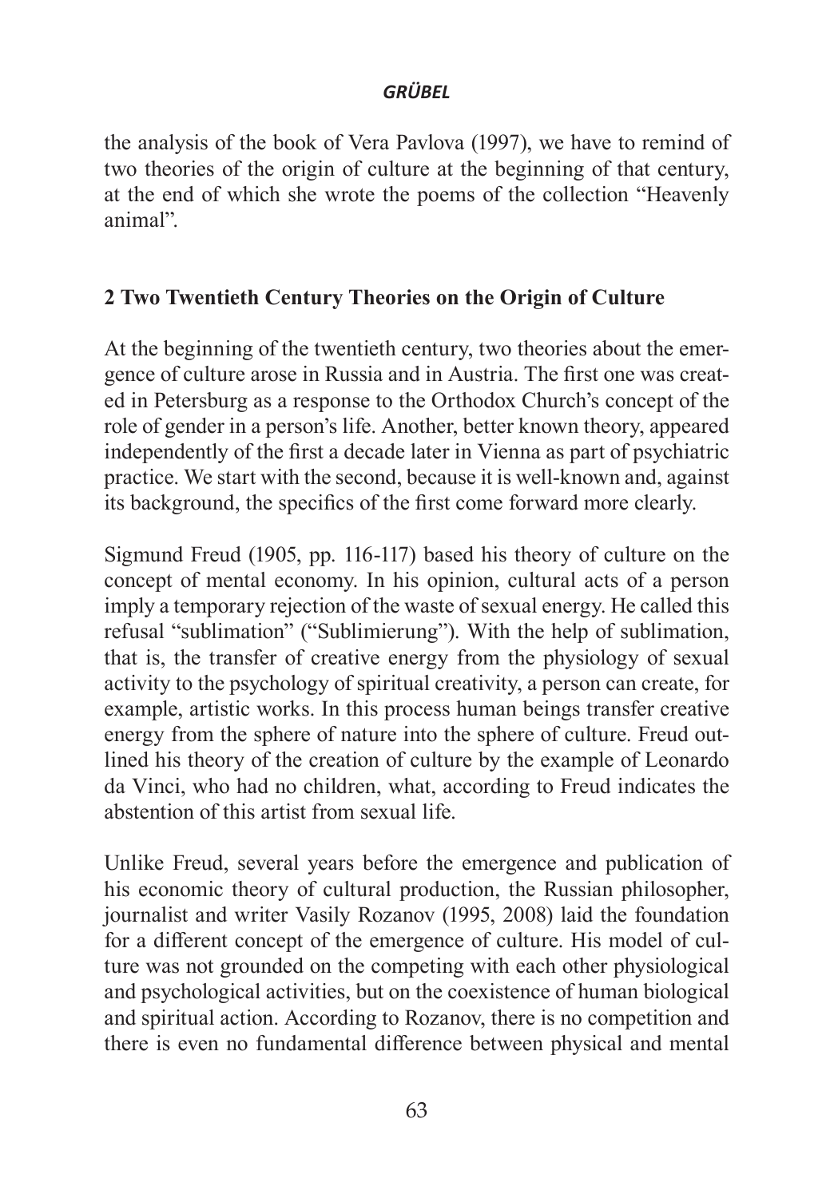the analysis of the book of Vera Pavlova (1997), we have to remind of two theories of the origin of culture at the beginning of that century, at the end of which she wrote the poems of the collection "Heavenly animal".

## 2 Two Twentieth Century Theories on the Origin of Culture

At the beginning of the twentieth century, two theories about the emergence of culture arose in Russia and in Austria. The first one was created in Petersburg as a response to the Orthodox Church's concept of the role of gender in a person's life. Another, better known theory, appeared independently of the first a decade later in Vienna as part of psychiatric practice. We start with the second, because it is well-known and, against its background, the specifics of the first come forward more clearly.

Sigmund Freud (1905, pp. 116-117) based his theory of culture on the concept of mental economy. In his opinion, cultural acts of a person imply a temporary rejection of the waste of sexual energy. He called this refusal "sublimation" ("Sublimierung"). With the help of sublimation, that is, the transfer of creative energy from the physiology of sexual activity to the psychology of spiritual creativity, a person can create, for example, artistic works. In this process human beings transfer creative energy from the sphere of nature into the sphere of culture. Freud outlined his theory of the creation of culture by the example of Leonardo da Vinci, who had no children, what, according to Freud indicates the abstention of this artist from sexual life.

Unlike Freud, several years before the emergence and publication of his economic theory of cultural production, the Russian philosopher, journalist and writer Vasily Rozanov (1995, 2008) laid the foundation for a different concept of the emergence of culture. His model of culture was not grounded on the competing with each other physiological and psychological activities, but on the coexistence of human biological and spiritual action. According to Rozanov, there is no competition and there is even no fundamental difference between physical and mental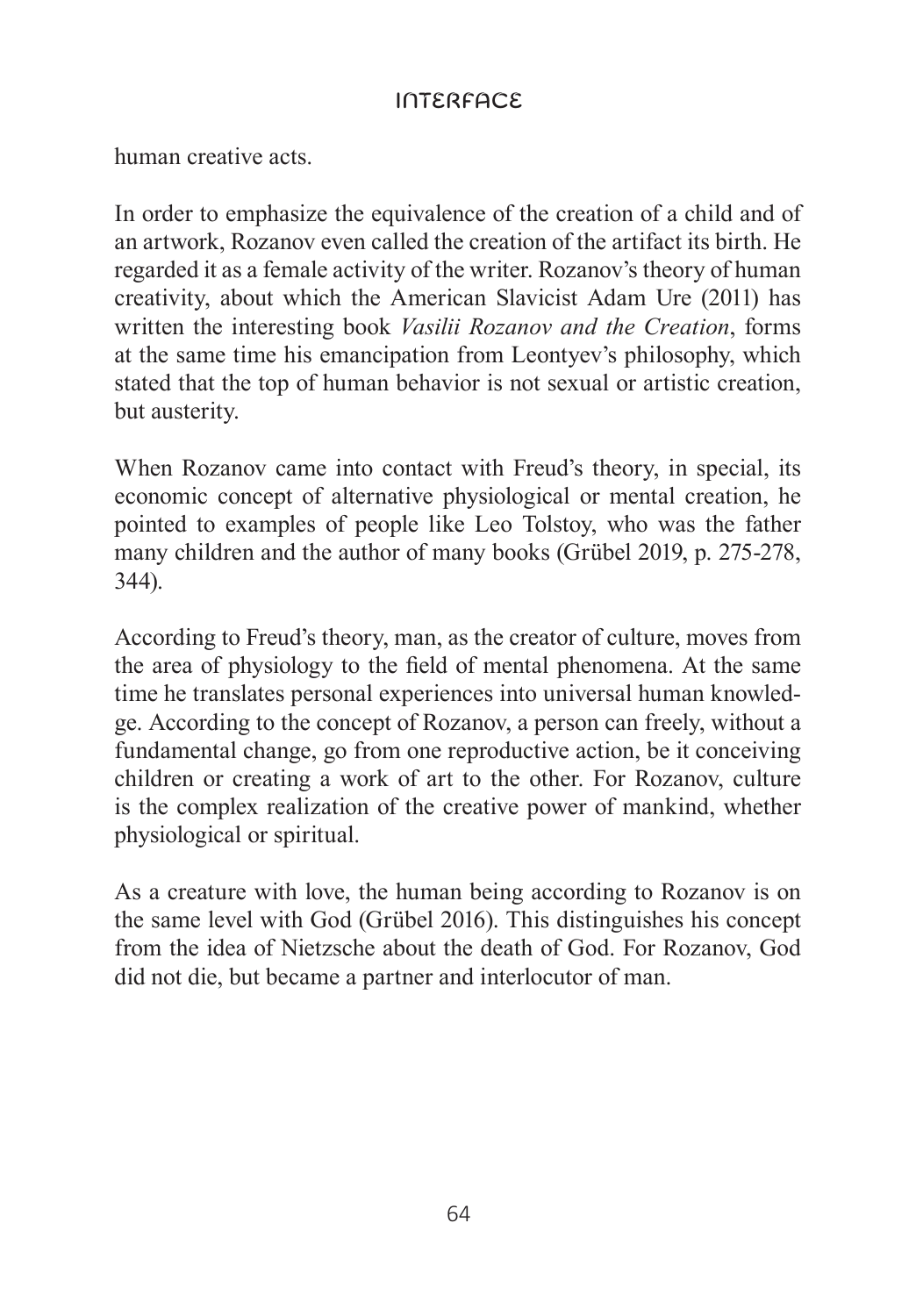human creative acts.

In order to emphasize the equivalence of the creation of a child and of an artwork, Rozanov even called the creation of the artifact its birth. He regarded it as a female activity of the writer. Rozanov's theory of human creativity, about which the American Slavicist Adam Ure (2011) has written the interesting book *Vasilii Rozanov and the Creation*, forms at the same time his emancipation from Leontyev's philosophy, which stated that the top of human behavior is not sexual or artistic creation, but austerity.

When Rozanov came into contact with Freud's theory, in special, its economic concept of alternative physiological or mental creation, he pointed to examples of people like Leo Tolstoy, who was the father many children and the author of many books (Grübel 2019, p. 275-278, 344).

According to Freud's theory, man, as the creator of culture, moves from the area of physiology to the field of mental phenomena. At the same time he translates personal experiences into universal human knowledge. According to the concept of Rozanov, a person can freely, without a fundamental change, go from one reproductive action, be it conceiving children or creating a work of art to the other. For Rozanov, culture is the complex realization of the creative power of mankind, whether physiological or spiritual.

As a creature with love, the human being according to Rozanov is on the same level with God (Grübel 2016). This distinguishes his concept from the idea of Nietzsche about the death of God. For Rozanov, God did not die, but became a partner and interlocutor of man.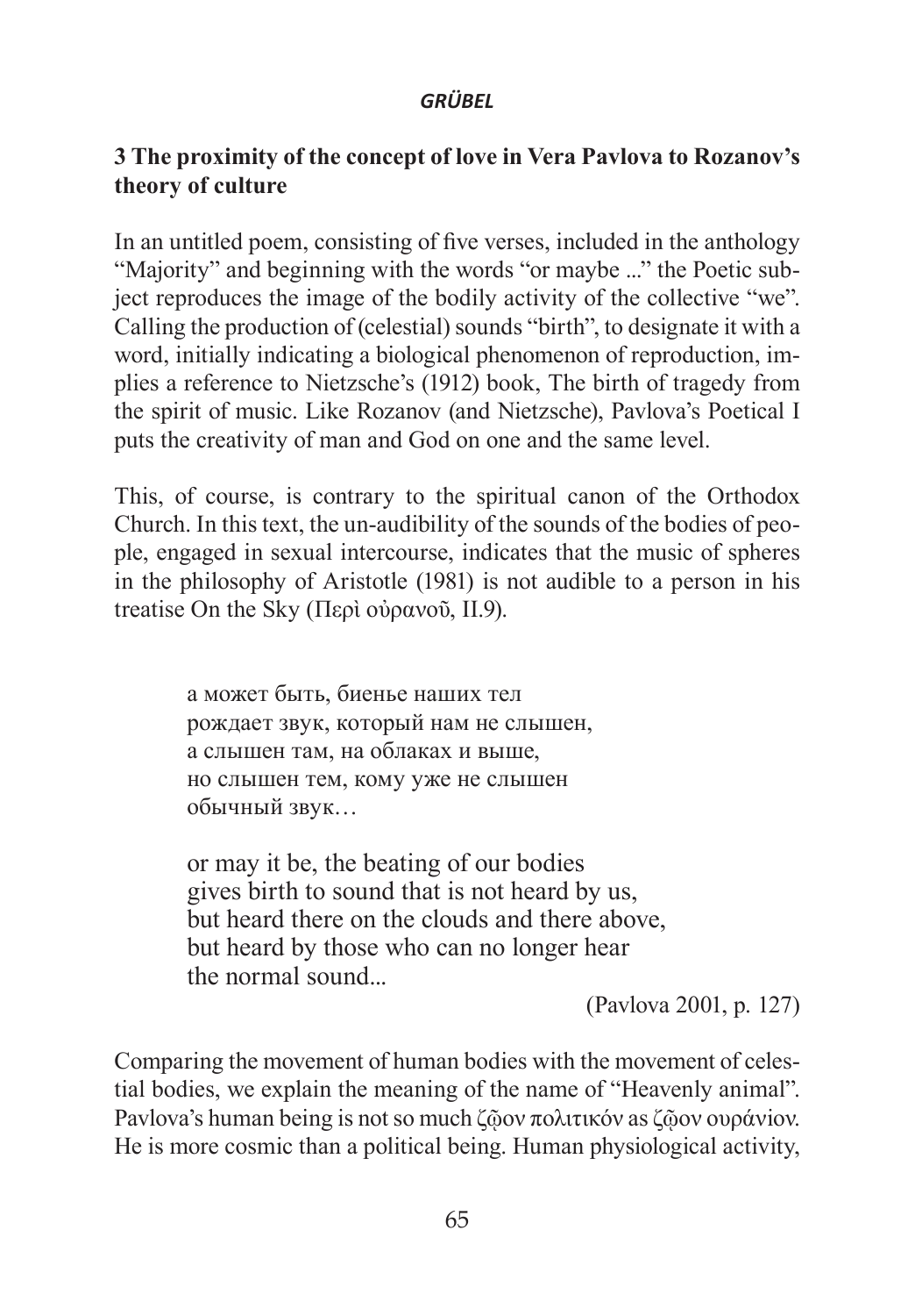## 3 The proximity of the concept of love in Vera Pavlova to Rozanov's theory of culture

In an untitled poem, consisting of five verses, included in the anthology "Majority" and beginning with the words "or maybe ..." the Poetic subject reproduces the image of the bodily activity of the collective "we". Calling the production of (celestial) sounds "birth", to designate it with a word, initially indicating a biological phenomenon of reproduction, implies a reference to Nietzsche's (1912) book, The birth of tragedy from the spirit of music. Like Rozanov (and Nietzsche), Pavlova's Poetical I puts the creativity of man and God on one and the same level.

This, of course, is contrary to the spiritual canon of the Orthodox Church. In this text, the un-audibility of the sounds of the bodies of people, engaged in sexual intercourse, indicates that the music of spheres in the philosophy of Aristotle (1981) is not audible to a person in his treatise On the Sky (Περὶ οὐρανοῦ, II.9).

> а может быть, биенье наших тел  
> рождает звук, который нам не слышен,  
> а слышен там, на облаках и выше,  
> но слышен тем, кому уже не слышен  
> обычный звук…
>
> or may it be, the beating of our bodies  
> gives birth to sound that is not heard by us,  
> but heard there on the clouds and there above,  
> but heard by those who can no longer hear  
> the normal sound...
>
> (Pavlova 2001, p. 127)

Comparing the movement of human bodies with the movement of celestial bodies, we explain the meaning of the name of "Heavenly animal". Pavlova's human being is not so much ζῷον πολιτικόν as ζῷον ουράνιον. He is more cosmic than a political being. Human physiological activity,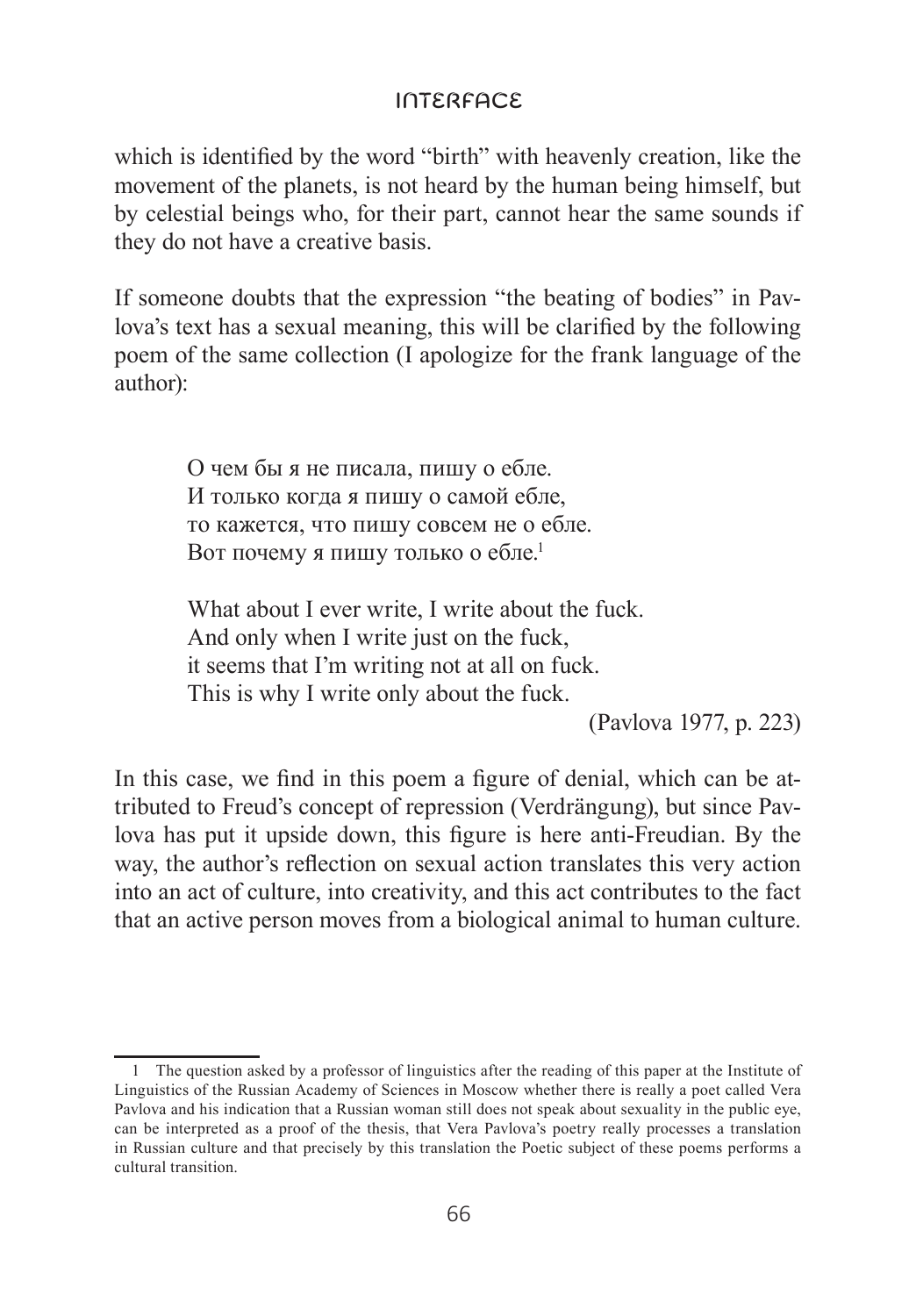which is identified by the word "birth" with heavenly creation, like the movement of the planets, is not heard by the human being himself, but by celestial beings who, for their part, cannot hear the same sounds if they do not have a creative basis.

If someone doubts that the expression "the beating of bodies" in Pavlova's text has a sexual meaning, this will be clarified by the following poem of the same collection (I apologize for the frank language of the author):

> О чем бы я не писала, пишу о ебле.
> И только когда я пишу о самой ебле,
> то кажется, что пишу совсем не о ебле.
> Вот почему я пишу только о ебле.[1]
>
> What about I ever write, I write about the fuck.
> And only when I write just on the fuck,
> it seems that I'm writing not at all on fuck.
> This is why I write only about the fuck.
>
> (Pavlova 1977, p. 223)

In this case, we find in this poem a figure of denial, which can be attributed to Freud's concept of repression (Verdrängung), but since Pavlova has put it upside down, this figure is here anti-Freudian. By the way, the author's reflection on sexual action translates this very action into an act of culture, into creativity, and this act contributes to the fact that an active person moves from a biological animal to human culture.

---

[1] The question asked by a professor of linguistics after the reading of this paper at the Institute of Linguistics of the Russian Academy of Sciences in Moscow whether there is really a poet called Vera Pavlova and his indication that a Russian woman still does not speak about sexuality in the public eye, can be interpreted as a proof of the thesis, that Vera Pavlova's poetry really processes a translation in Russian culture and that precisely by this translation the Poetic subject of these poems performs a cultural transition.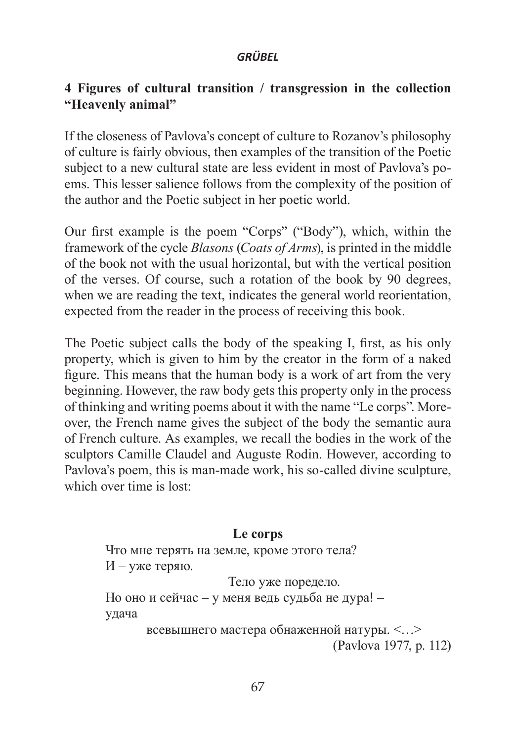## 4 Figures of cultural transition / transgression in the collection "Heavenly animal"

If the closeness of Pavlova's concept of culture to Rozanov's philosophy of culture is fairly obvious, then examples of the transition of the Poetic subject to a new cultural state are less evident in most of Pavlova's poems. This lesser salience follows from the complexity of the position of the author and the Poetic subject in her poetic world.

Our first example is the poem "Corps" ("Body"), which, within the framework of the cycle *Blasons* (*Coats of Arms*), is printed in the middle of the book not with the usual horizontal, but with the vertical position of the verses. Of course, such a rotation of the book by 90 degrees, when we are reading the text, indicates the general world reorientation, expected from the reader in the process of receiving this book.

The Poetic subject calls the body of the speaking I, first, as his only property, which is given to him by the creator in the form of a naked figure. This means that the human body is a work of art from the very beginning. However, the raw body gets this property only in the process of thinking and writing poems about it with the name "Le corps". Moreover, the French name gives the subject of the body the semantic aura of French culture. As examples, we recall the bodies in the work of the sculptors Camille Claudel and Auguste Rodin. However, according to Pavlova's poem, this is man-made work, his so-called divine sculpture, which over time is lost:

**Le corps**

Что мне терять на земле, кроме этого тела?
И – уже теряю.
                    Тело уже поредело.
Но оно и сейчас – у меня ведь судьба не дура! –
удача
        всевышнего мастера обнаженной натуры. <…>

(Pavlova 1977, p. 112)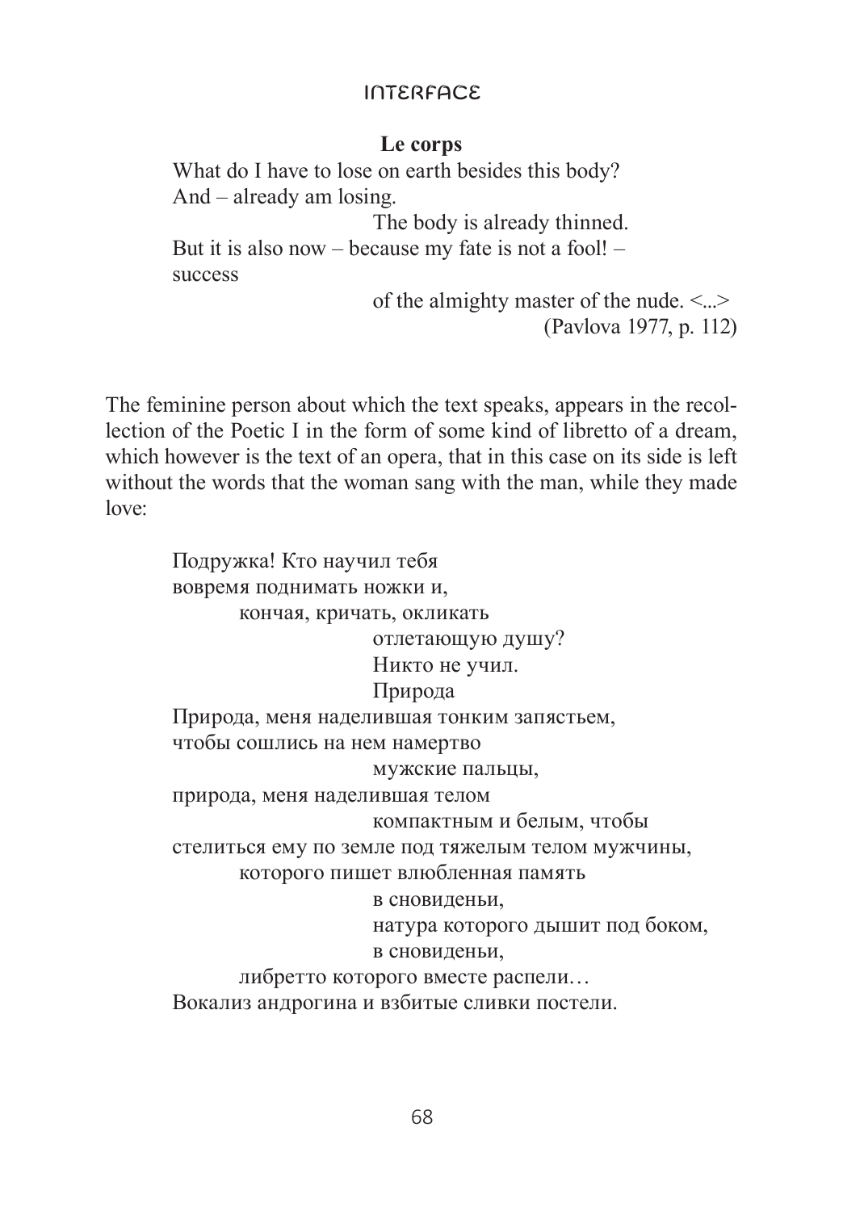**Le corps**

What do I have to lose on earth besides this body?
And – already am losing.
The body is already thinned.
But it is also now – because my fate is not a fool! –
success
of the almighty master of the nude. <...>
(Pavlova 1977, p. 112)

The feminine person about which the text speaks, appears in the recollection of the Poetic I in the form of some kind of libretto of a dream, which however is the text of an opera, that in this case on its side is left without the words that the woman sang with the man, while they made love:

Подружка! Кто научил тебя
вовремя поднимать ножки и,
кончая, кричать, окликать
отлетающую душу?
Никто не учил.
Природа
Природа, меня наделившая тонким запястьем,
чтобы сошлись на нем намертво
мужские пальцы,
природа, меня наделившая телом
компактным и белым, чтобы
стелиться ему по земле под тяжелым телом мужчины,
которого пишет влюбленная память
в сновиденьи,
натура которого дышит под боком,
в сновиденьи,
либретто которого вместе распели…
Вокализ андрогина и взбитые сливки постели.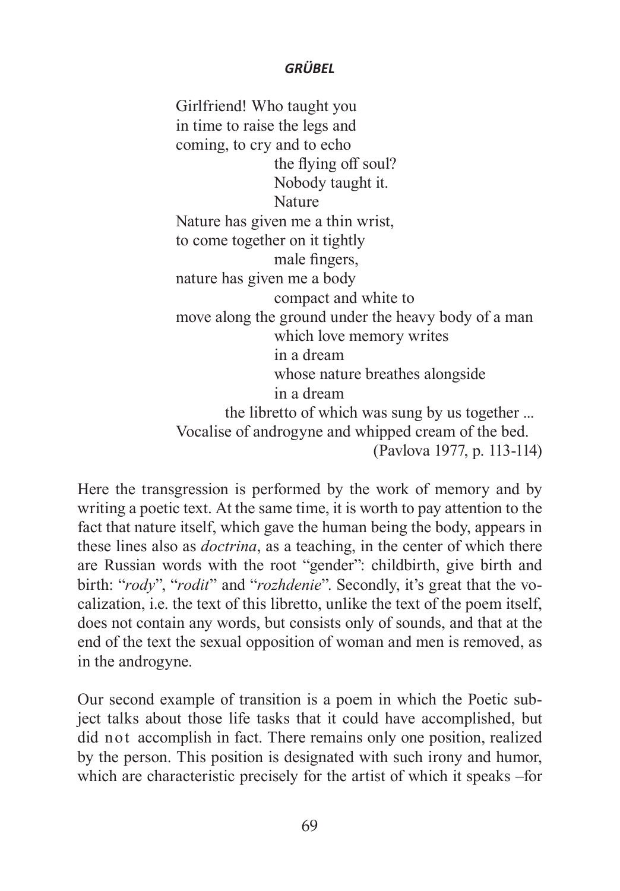Girlfriend! Who taught you  
in time to raise the legs and  
coming, to cry and to echo  
            the flying off soul?  
            Nobody taught it.  
            Nature  
Nature has given me a thin wrist,  
to come together on it tightly  
            male fingers,  
nature has given me a body  
            compact and white to  
move along the ground under the heavy body of a man  
            which love memory writes  
            in a dream  
            whose nature breathes alongside  
            in a dream  
      the libretto of which was sung by us together ...  
Vocalise of androgyne and whipped cream of the bed.  
(Pavlova 1977, p. 113-114)

Here the transgression is performed by the work of memory and by writing a poetic text. At the same time, it is worth to pay attention to the fact that nature itself, which gave the human being the body, appears in these lines also as *doctrina*, as a teaching, in the center of which there are Russian words with the root "gender": childbirth, give birth and birth: "*rody*", "*rodit*" and "*rozhdenie*". Secondly, it's great that the vocalization, i.e. the text of this libretto, unlike the text of the poem itself, does not contain any words, but consists only of sounds, and that at the end of the text the sexual opposition of woman and men is removed, as in the androgyne.

Our second example of transition is a poem in which the Poetic subject talks about those life tasks that it could have accomplished, but did not accomplish in fact. There remains only one position, realized by the person. This position is designated with such irony and humor, which are characteristic precisely for the artist of which it speaks –for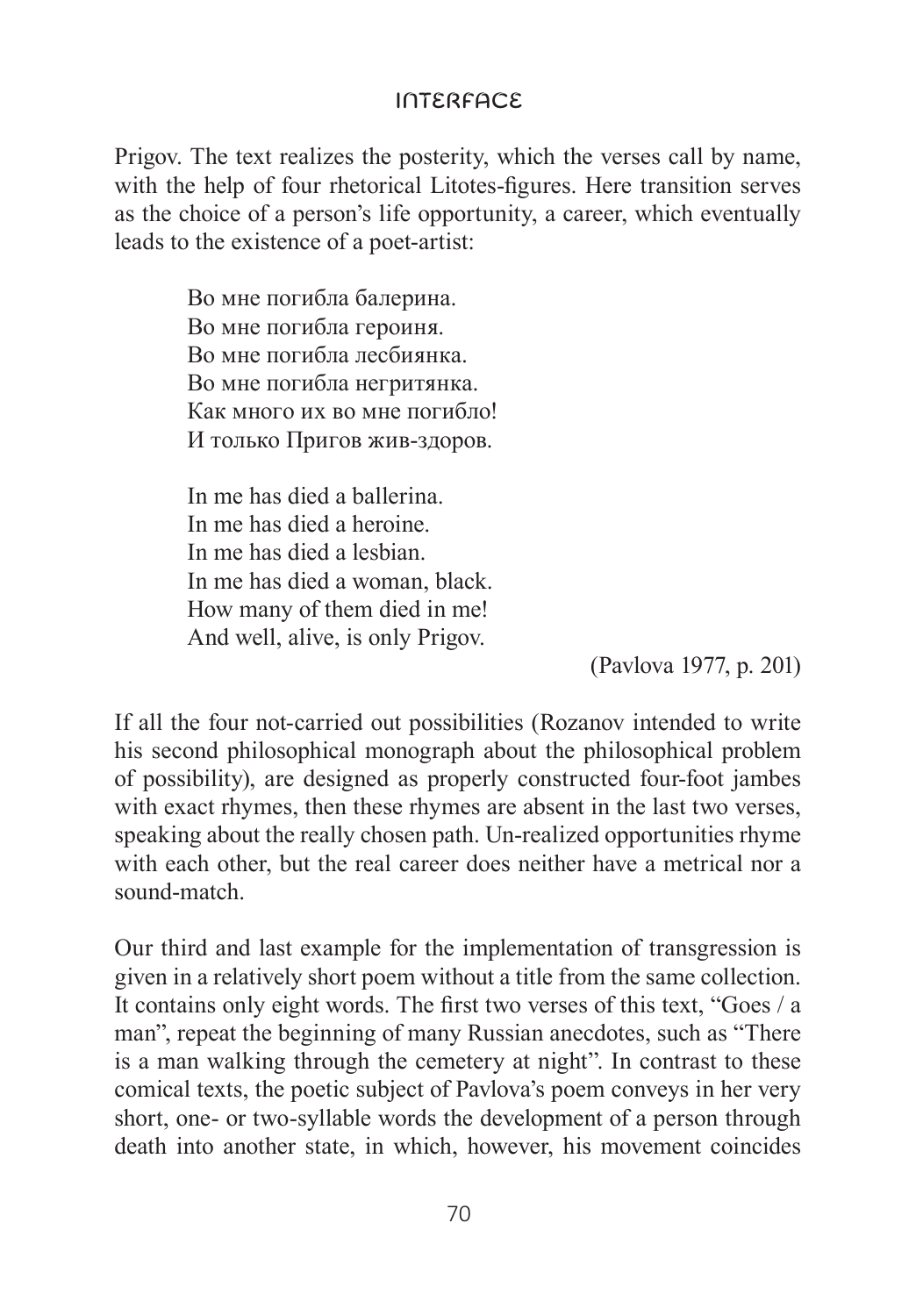Prigov. The text realizes the posterity, which the verses call by name, with the help of four rhetorical Litotes-figures. Here transition serves as the choice of a person's life opportunity, a career, which eventually leads to the existence of a poet-artist:

> Во мне погибла балерина.  
> Во мне погибла героиня.  
> Во мне погибла лесбиянка.  
> Во мне погибла негритянка.  
> Как много их во мне погибло!  
> И только Пригов жив-здоров.
>
> In me has died a ballerina.  
> In me has died a heroine.  
> In me has died a lesbian.  
> In me has died a woman, black.  
> How many of them died in me!  
> And well, alive, is only Prigov.
>
> (Pavlova 1977, p. 201)

If all the four not-carried out possibilities (Rozanov intended to write his second philosophical monograph about the philosophical problem of possibility), are designed as properly constructed four-foot jambes with exact rhymes, then these rhymes are absent in the last two verses, speaking about the really chosen path. Un-realized opportunities rhyme with each other, but the real career does neither have a metrical nor a sound-match.

Our third and last example for the implementation of transgression is given in a relatively short poem without a title from the same collection. It contains only eight words. The first two verses of this text, "Goes / a man", repeat the beginning of many Russian anecdotes, such as "There is a man walking through the cemetery at night". In contrast to these comical texts, the poetic subject of Pavlova's poem conveys in her very short, one- or two-syllable words the development of a person through death into another state, in which, however, his movement coincides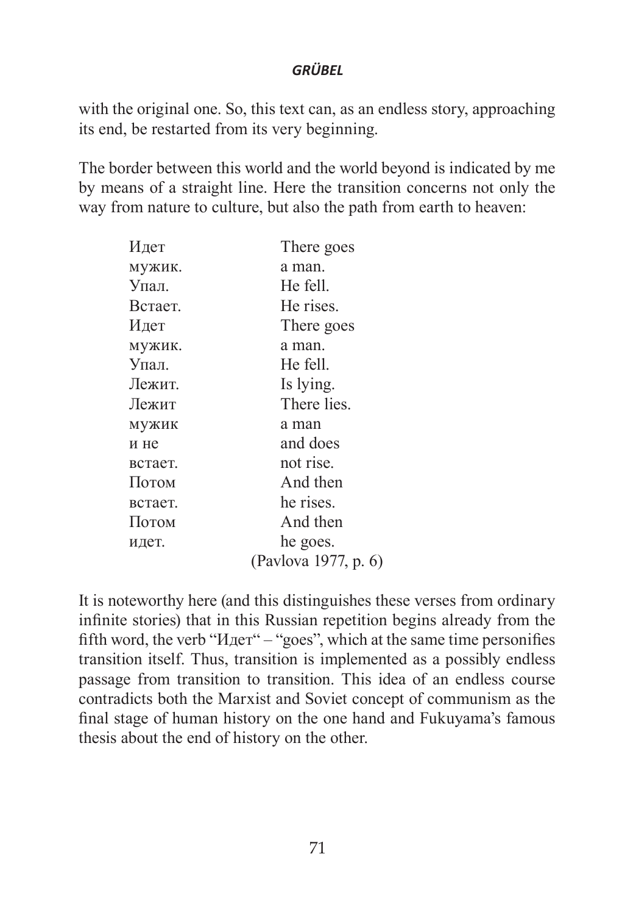with the original one. So, this text can, as an endless story, approaching its end, be restarted from its very beginning.

The border between this world and the world beyond is indicated by me by means of a straight line. Here the transition concerns not only the way from nature to culture, but also the path from earth to heaven:

| | |
|---|---|
| Идет | There goes |
| мужик. | a man. |
| Упал. | He fell. |
| Встает. | He rises. |
| Идет | There goes |
| мужик. | a man. |
| Упал. | He fell. |
| Лежит. | Is lying. |
| Лежит | There lies. |
| мужик | a man |
| и не | and does |
| встает. | not rise. |
| Потом | And then |
| встает. | he rises. |
| Потом | And then |
| идет. | he goes. |
| | (Pavlova 1977, p. 6) |

It is noteworthy here (and this distinguishes these verses from ordinary infinite stories) that in this Russian repetition begins already from the fifth word, the verb "Идет" – "goes", which at the same time personifies transition itself. Thus, transition is implemented as a possibly endless passage from transition to transition. This idea of an endless course contradicts both the Marxist and Soviet concept of communism as the final stage of human history on the one hand and Fukuyama's famous thesis about the end of history on the other.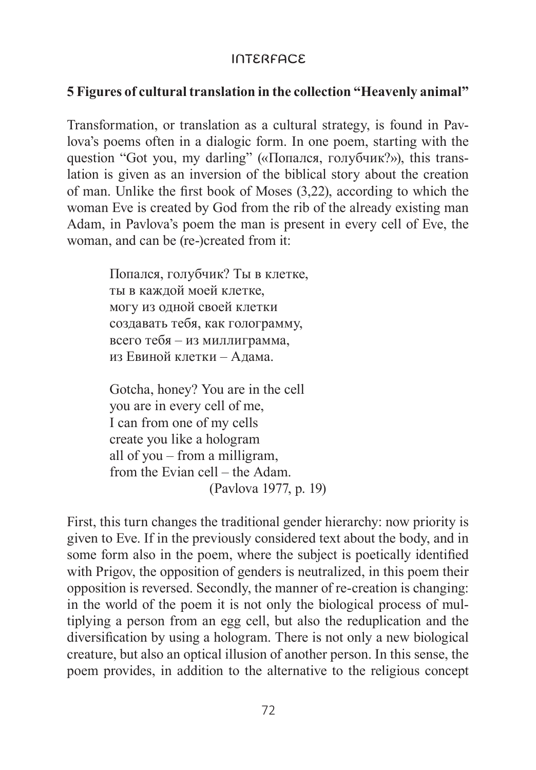## 5 Figures of cultural translation in the collection "Heavenly animal"

Transformation, or translation as a cultural strategy, is found in Pavlova's poems often in a dialogic form. In one poem, starting with the question "Got you, my darling" («Попался, голубчик?»), this translation is given as an inversion of the biblical story about the creation of man. Unlike the first book of Moses (3,22), according to which the woman Eve is created by God from the rib of the already existing man Adam, in Pavlova's poem the man is present in every cell of Eve, the woman, and can be (re-)created from it:

> Попался, голубчик? Ты в клетке,
> ты в каждой моей клетке,
> могу из одной своей клетки
> создавать тебя, как голограмму,
> всего тебя – из миллиграмма,
> из Евиной клетки – Адама.
>
> Gotcha, honey? You are in the cell
> you are in every cell of me,
> I can from one of my cells
> create you like a hologram
> all of you – from a milligram,
> from the Evian cell – the Adam.
> (Pavlova 1977, p. 19)

First, this turn changes the traditional gender hierarchy: now priority is given to Eve. If in the previously considered text about the body, and in some form also in the poem, where the subject is poetically identified with Prigov, the opposition of genders is neutralized, in this poem their opposition is reversed. Secondly, the manner of re-creation is changing: in the world of the poem it is not only the biological process of multiplying a person from an egg cell, but also the reduplication and the diversification by using a hologram. There is not only a new biological creature, but also an optical illusion of another person. In this sense, the poem provides, in addition to the alternative to the religious concept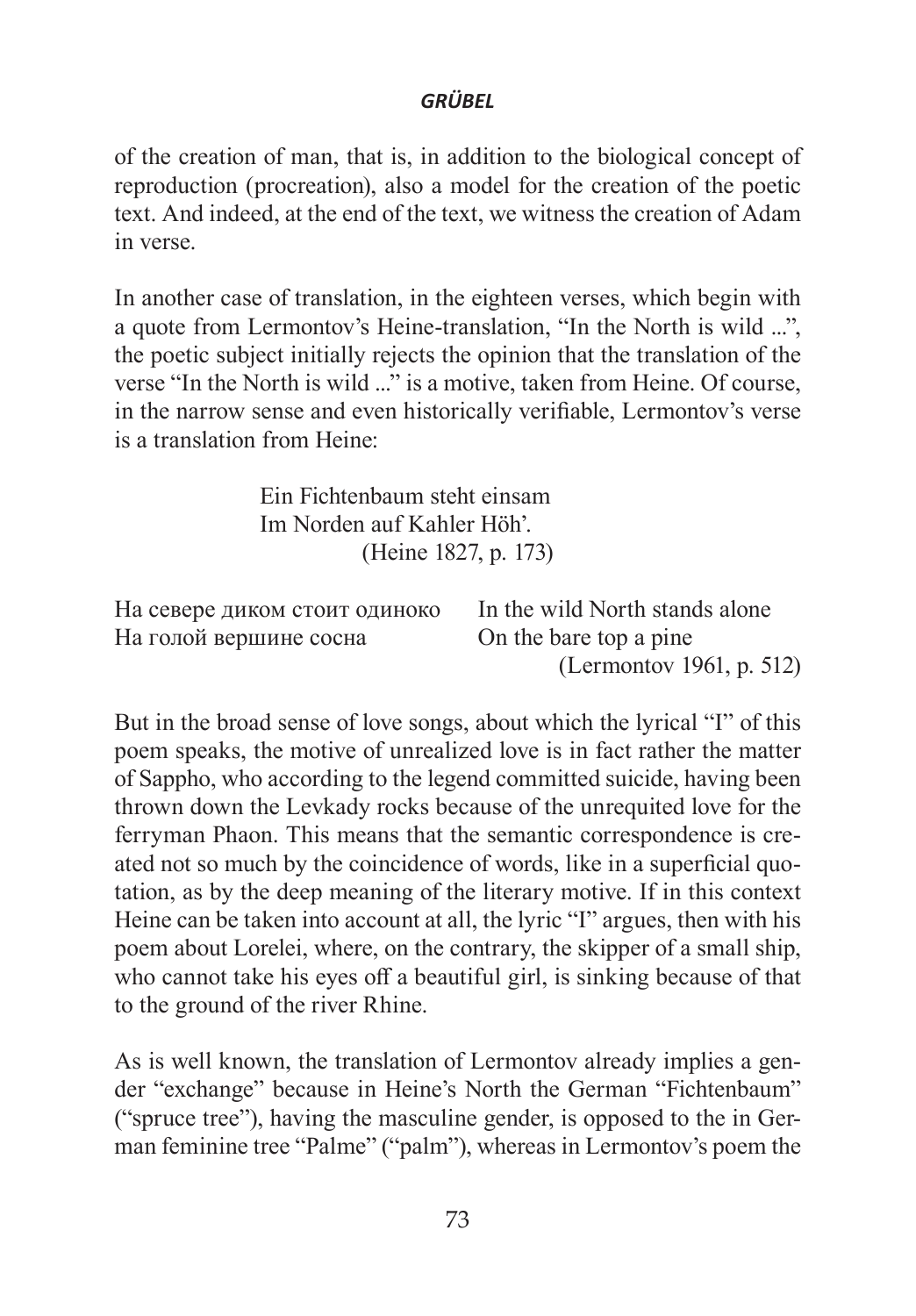of the creation of man, that is, in addition to the biological concept of reproduction (procreation), also a model for the creation of the poetic text. And indeed, at the end of the text, we witness the creation of Adam in verse.

In another case of translation, in the eighteen verses, which begin with a quote from Lermontov's Heine-translation, "In the North is wild ...", the poetic subject initially rejects the opinion that the translation of the verse "In the North is wild ..." is a motive, taken from Heine. Of course, in the narrow sense and even historically verifiable, Lermontov's verse is a translation from Heine:

> Ein Fichtenbaum steht einsam
> Im Norden auf Kahler Höh'.
> (Heine 1827, p. 173)

| | |
|---|---|
| На севере диком стоит одиноко | In the wild North stands alone |
| На голой вершине сосна | On the bare top a pine |
| | (Lermontov 1961, p. 512) |

But in the broad sense of love songs, about which the lyrical "I" of this poem speaks, the motive of unrealized love is in fact rather the matter of Sappho, who according to the legend committed suicide, having been thrown down the Levkady rocks because of the unrequited love for the ferryman Phaon. This means that the semantic correspondence is created not so much by the coincidence of words, like in a superficial quotation, as by the deep meaning of the literary motive. If in this context Heine can be taken into account at all, the lyric "I" argues, then with his poem about Lorelei, where, on the contrary, the skipper of a small ship, who cannot take his eyes off a beautiful girl, is sinking because of that to the ground of the river Rhine.

As is well known, the translation of Lermontov already implies a gender "exchange" because in Heine's North the German "Fichtenbaum" ("spruce tree"), having the masculine gender, is opposed to the in German feminine tree "Palme" ("palm"), whereas in Lermontov's poem the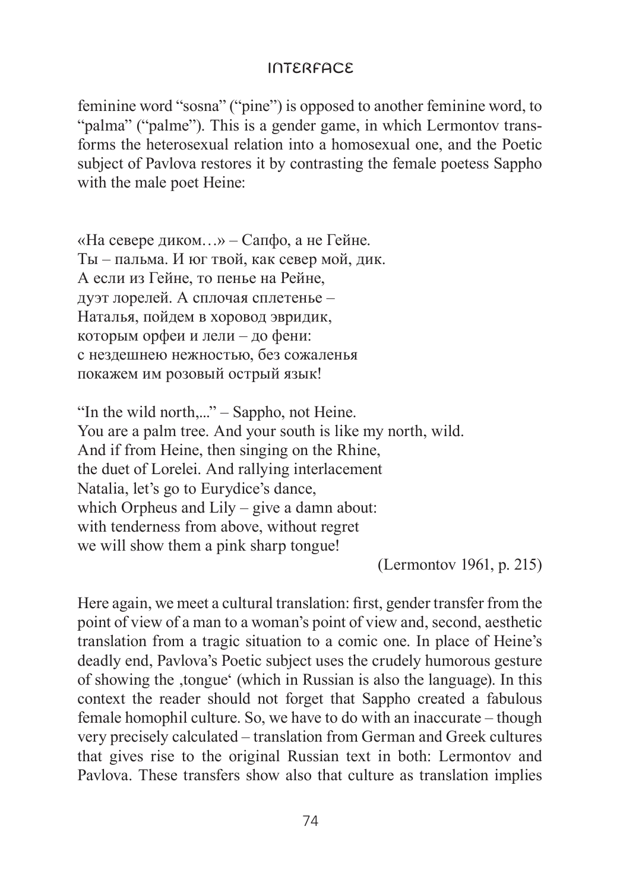feminine word "sosna" ("pine") is opposed to another feminine word, to "palma" ("palme"). This is a gender game, in which Lermontov transforms the heterosexual relation into a homosexual one, and the Poetic subject of Pavlova restores it by contrasting the female poetess Sappho with the male poet Heine:

«На севере диком…» – Сапфо, а не Гейне.  
Ты – пальма. И юг твой, как север мой, дик.  
А если из Гейне, то пенье на Рейне,  
дуэт лорелей. А сплочая сплетенье –  
Наталья, пойдем в хоровод эвридик,  
которым орфеи и лели – до фени:  
с нездешнею нежностью, без сожаленья  
покажем им розовый острый язык!

"In the wild north,..." – Sappho, not Heine.  
You are a palm tree. And your south is like my north, wild.  
And if from Heine, then singing on the Rhine,  
the duet of Lorelei. And rallying interlacement  
Natalia, let's go to Eurydice's dance,  
which Orpheus and Lily – give a damn about:  
with tenderness from above, without regret  
we will show them a pink sharp tongue!

(Lermontov 1961, p. 215)

Here again, we meet a cultural translation: first, gender transfer from the point of view of a man to a woman's point of view and, second, aesthetic translation from a tragic situation to a comic one. In place of Heine's deadly end, Pavlova's Poetic subject uses the crudely humorous gesture of showing the ‚tongue' (which in Russian is also the language). In this context the reader should not forget that Sappho created a fabulous female homophil culture. So, we have to do with an inaccurate – though very precisely calculated – translation from German and Greek cultures that gives rise to the original Russian text in both: Lermontov and Pavlova. These transfers show also that culture as translation implies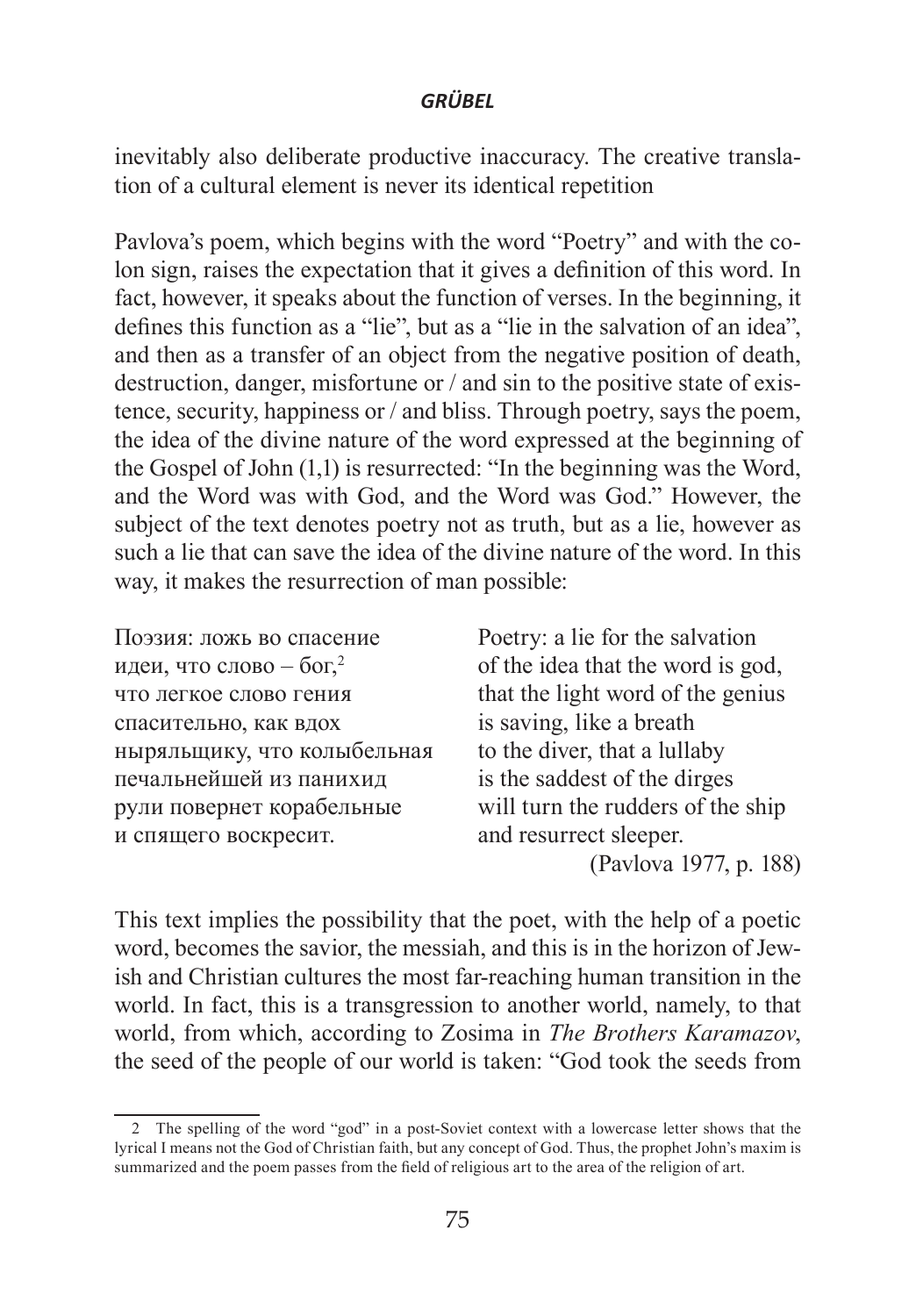inevitably also deliberate productive inaccuracy. The creative translation of a cultural element is never its identical repetition

Pavlova's poem, which begins with the word "Poetry" and with the colon sign, raises the expectation that it gives a definition of this word. In fact, however, it speaks about the function of verses. In the beginning, it defines this function as a "lie", but as a "lie in the salvation of an idea", and then as a transfer of an object from the negative position of death, destruction, danger, misfortune or / and sin to the positive state of existence, security, happiness or / and bliss. Through poetry, says the poem, the idea of the divine nature of the word expressed at the beginning of the Gospel of John (1,1) is resurrected: "In the beginning was the Word, and the Word was with God, and the Word was God." However, the subject of the text denotes poetry not as truth, but as a lie, however as such a lie that can save the idea of the divine nature of the word. In this way, it makes the resurrection of man possible:

| | |
|---|---|
| Поэзия: ложь во спасение | Poetry: a lie for the salvation |
| идеи, что слово – бог,[2] | of the idea that the word is god, |
| что легкое слово гения | that the light word of the genius |
| спасительно, как вдох | is saving, like a breath |
| ныряльщику, что колыбельная | to the diver, that a lullaby |
| печальнейшей из панихид | is the saddest of the dirges |
| рули повернет корабельные | will turn the rudders of the ship |
| и спящего воскресит. | and resurrect sleeper. |
| | (Pavlova 1977, p. 188) |

This text implies the possibility that the poet, with the help of a poetic word, becomes the savior, the messiah, and this is in the horizon of Jewish and Christian cultures the most far-reaching human transition in the world. In fact, this is a transgression to another world, namely, to that world, from which, according to Zosima in *The Brothers Karamazov*, the seed of the people of our world is taken: "God took the seeds from

---

2 The spelling of the word "god" in a post-Soviet context with a lowercase letter shows that the lyrical I means not the God of Christian faith, but any concept of God. Thus, the prophet John's maxim is summarized and the poem passes from the field of religious art to the area of the religion of art.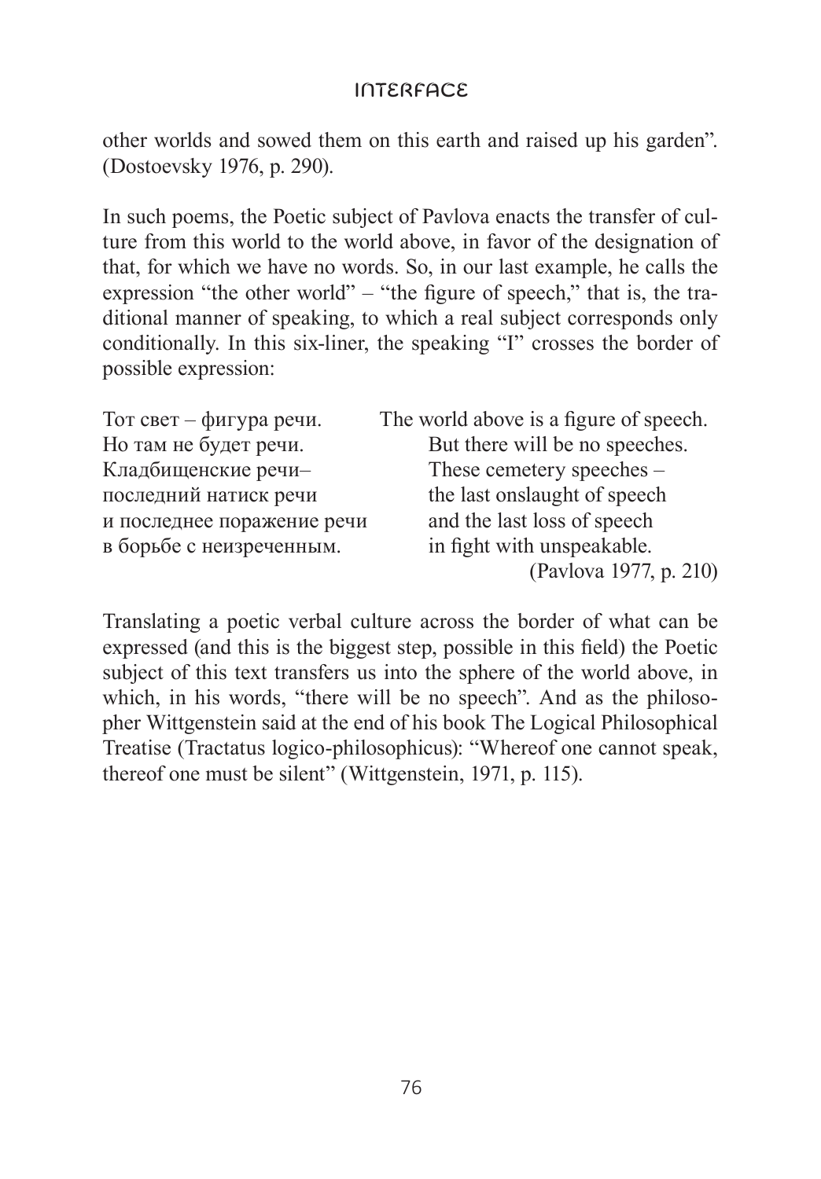other worlds and sowed them on this earth and raised up his garden". (Dostoevsky 1976, p. 290).

In such poems, the Poetic subject of Pavlova enacts the transfer of culture from this world to the world above, in favor of the designation of that, for which we have no words. So, in our last example, he calls the expression "the other world" – "the figure of speech," that is, the traditional manner of speaking, to which a real subject corresponds only conditionally. In this six-liner, the speaking "I" crosses the border of possible expression:

| | |
|---|---|
| Тот свет – фигура речи. | The world above is a figure of speech. |
| Но там не будет речи. | But there will be no speeches. |
| Кладбищенские речи– | These cemetery speeches – |
| последний натиск речи | the last onslaught of speech |
| и последнее поражение речи | and the last loss of speech |
| в борьбе с неизреченным. | in fight with unspeakable. |
| | (Pavlova 1977, p. 210) |

Translating a poetic verbal culture across the border of what can be expressed (and this is the biggest step, possible in this field) the Poetic subject of this text transfers us into the sphere of the world above, in which, in his words, "there will be no speech". And as the philosopher Wittgenstein said at the end of his book The Logical Philosophical Treatise (Tractatus logico-philosophicus): "Whereof one cannot speak, thereof one must be silent" (Wittgenstein, 1971, p. 115).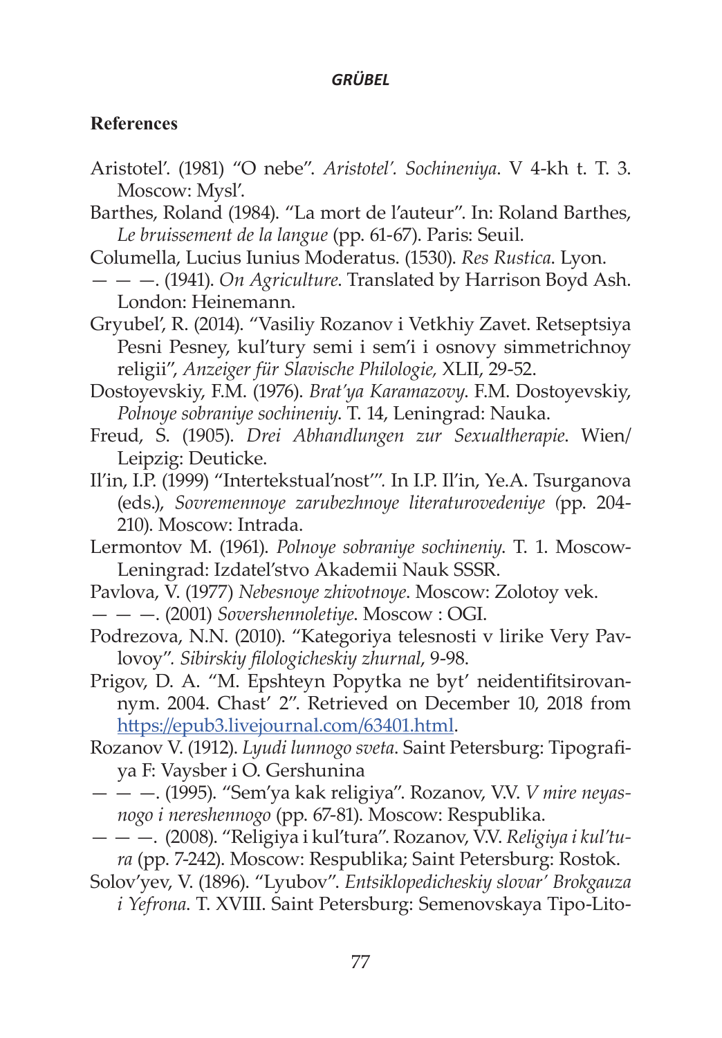## References

Aristotel'. (1981) "O nebe". *Aristotel'. Sochineniya*. V 4-kh t. T. 3. Moscow: Mysl'.

Barthes, Roland (1984). "La mort de l'auteur". In: Roland Barthes, *Le bruissement de la langue* (pp. 61-67). Paris: Seuil.

Columella, Lucius Iunius Moderatus. (1530). *Res Rustica*. Lyon.

— — —. (1941). *On Agriculture*. Translated by Harrison Boyd Ash. London: Heinemann.

Gryubel', R. (2014). "Vasiliy Rozanov i Vetkhiy Zavet. Retseptsiya Pesni Pesney, kul'tury semi i sem'i i osnovy simmetrichnoy religii", *Anzeiger für Slavische Philologie,* XLII, 29-52.

Dostoyevskiy, F.M. (1976). *Brat'ya Karamazovy*. F.M. Dostoyevskiy, *Polnoye sobraniye sochineniy*. T. 14, Leningrad: Nauka.

Freud, S. (1905). *Drei Abhandlungen zur Sexualtherapie*. Wien/Leipzig: Deuticke.

Il'in, I.P. (1999) "Intertekstual'nost'". In I.P. Il'in, Ye.A. Tsurganova (eds.), *Sovremennoye zarubezhnoye literaturovedeniye (*pp. 204-210). Moscow: Intrada.

Lermontov M. (1961). *Polnoye sobraniye sochineniy*. T. 1. Moscow-Leningrad: Izdatel'stvo Akademii Nauk SSSR.

Pavlova, V. (1977) *Nebesnoye zhivotnoye*. Moscow: Zolotoy vek.

— — —. (2001) *Sovershennoletiye*. Moscow : OGI.

Podrezova, N.N. (2010). "Kategoriya telesnosti v lirike Very Pavlovoy". *Sibirskiy filologicheskiy zhurnal*, 9-98.

Prigov, D. A. "M. Epshteyn Popytka ne byt' neidentifitsirovannym. 2004. Chast' 2". Retrieved on December 10, 2018 from https://epub3.livejournal.com/63401.html.

Rozanov V. (1912). *Lyudi lunnogo sveta*. Saint Petersburg: Tipografiya F: Vaysber i O. Gershunina

— — —. (1995). "Sem'ya kak religiya". Rozanov, V.V. *V mire neyasnogo i nereshennogo* (pp. 67-81). Moscow: Respublika.

— — —. (2008). "Religiya i kul'tura". Rozanov, V.V. *Religiya i kul'tura* (pp. 7-242). Moscow: Respublika; Saint Petersburg: Rostok.

Solov'yev, V. (1896). "Lyubov". *Entsiklopedicheskiy slovar' Brokgauza i Yefrona*. T. XVIII. Saint Petersburg: Semenovskaya Tipo-Lito-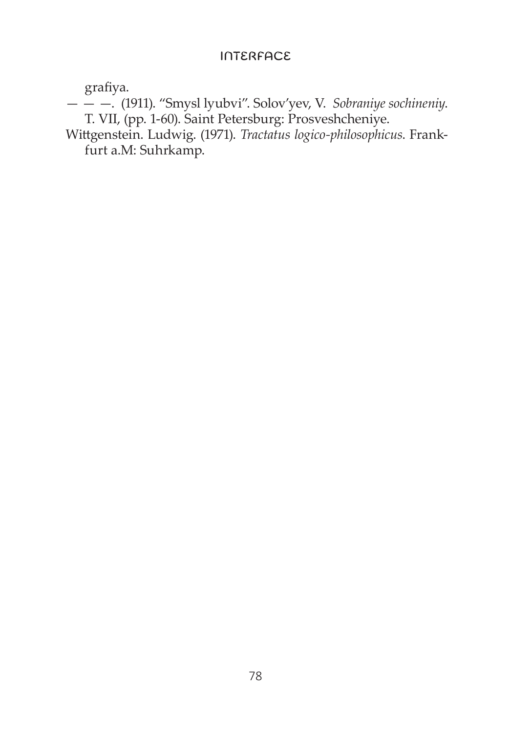grafiya.

— — —. (1911). "Smysl lyubvi". Solov'yev, V. *Sobraniye sochineniy*. T. VII, (pp. 1-60). Saint Petersburg: Prosveshcheniye.

Wittgenstein. Ludwig. (1971). *Tractatus logico-philosophicus*. Frankfurt a.M: Suhrkamp.